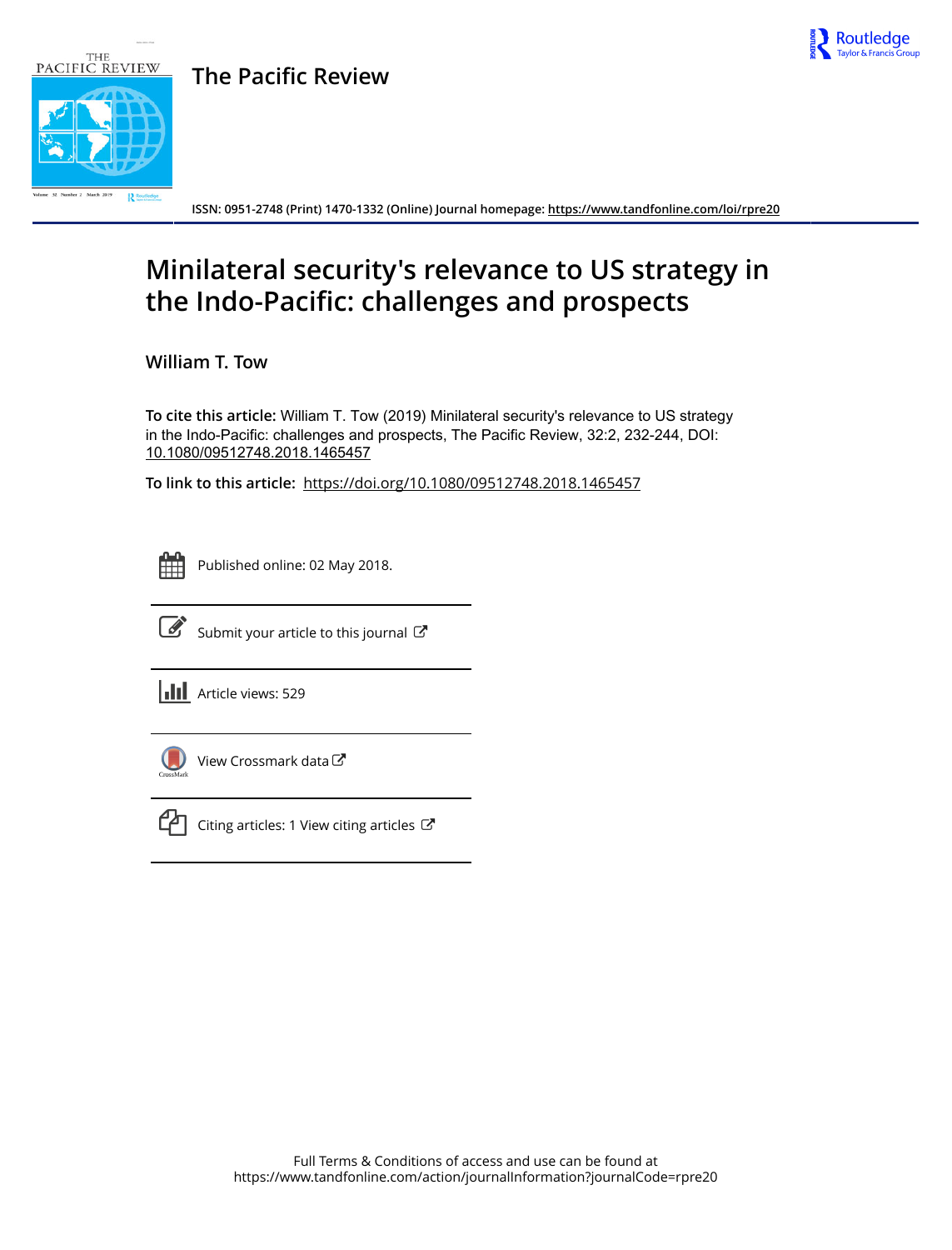# The Pacific Review

ISSN: 0951-2748 (Print) 1470-1332 (Online) Journal homepage: https://www.tandfonline.com/loi/rpre20

# Minilateral security's relevance to US strategy in the Indo-Pacific: challenges and prospects

**William T. Tow**

**To cite this article:** William T. Tow (2019) Minilateral security's relevance to US strategy in the Indo-Pacific: challenges and prospects, The Pacific Review, 32:2, 232-244, DOI: 10.1080/09512748.2018.1465457

**To link to this article:** https://doi.org/10.1080/09512748.2018.1465457

Published online: 02 May 2018.

Submit your article to this journal

Article views: 529

View Crossmark data

Citing articles: 1 View citing articles

Full Terms & Conditions of access and use can be found at https://www.tandfonline.com/action/journalInformation?journalCode=rpre20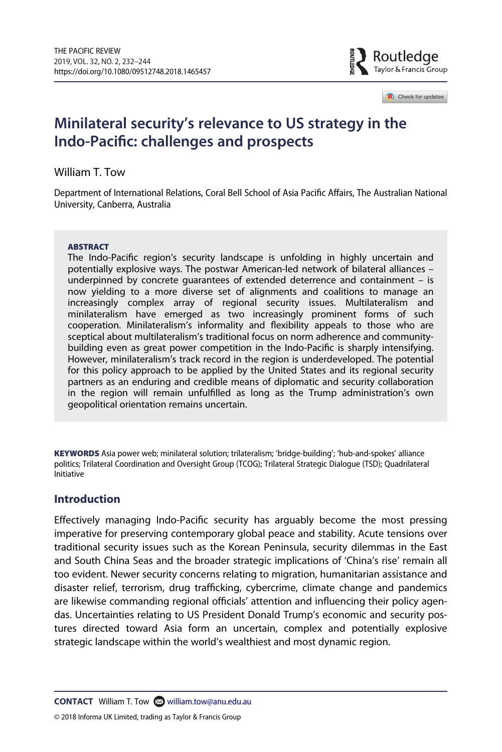# Minilateral security's relevance to US strategy in the Indo-Pacific: challenges and prospects

William T. Tow

Department of International Relations, Coral Bell School of Asia Pacific Affairs, The Australian National University, Canberra, Australia

**ABSTRACT**

The Indo-Pacific region's security landscape is unfolding in highly uncertain and potentially explosive ways. The postwar American-led network of bilateral alliances – underpinned by concrete guarantees of extended deterrence and containment – is now yielding to a more diverse set of alignments and coalitions to manage an increasingly complex array of regional security issues. Multilateralism and minilateralism have emerged as two increasingly prominent forms of such cooperation. Minilateralism's informality and flexibility appeals to those who are sceptical about multilateralism's traditional focus on norm adherence and community-building even as great power competition in the Indo-Pacific is sharply intensifying. However, minilateralism's track record in the region is underdeveloped. The potential for this policy approach to be applied by the United States and its regional security partners as an enduring and credible means of diplomatic and security collaboration in the region will remain unfulfilled as long as the Trump administration's own geopolitical orientation remains uncertain.

**KEYWORDS** Asia power web; minilateral solution; trilateralism; 'bridge-building'; 'hub-and-spokes' alliance politics; Trilateral Coordination and Oversight Group (TCOG); Trilateral Strategic Dialogue (TSD); Quadrilateral Initiative

## Introduction

Effectively managing Indo-Pacific security has arguably become the most pressing imperative for preserving contemporary global peace and stability. Acute tensions over traditional security issues such as the Korean Peninsula, security dilemmas in the East and South China Seas and the broader strategic implications of 'China's rise' remain all too evident. Newer security concerns relating to migration, humanitarian assistance and disaster relief, terrorism, drug trafficking, cybercrime, climate change and pandemics are likewise commanding regional officials' attention and influencing their policy agendas. Uncertainties relating to US President Donald Trump's economic and security postures directed toward Asia form an uncertain, complex and potentially explosive strategic landscape within the world's wealthiest and most dynamic region.

**CONTACT** William T. Tow william.tow@anu.edu.au

© 2018 Informa UK Limited, trading as Taylor & Francis Group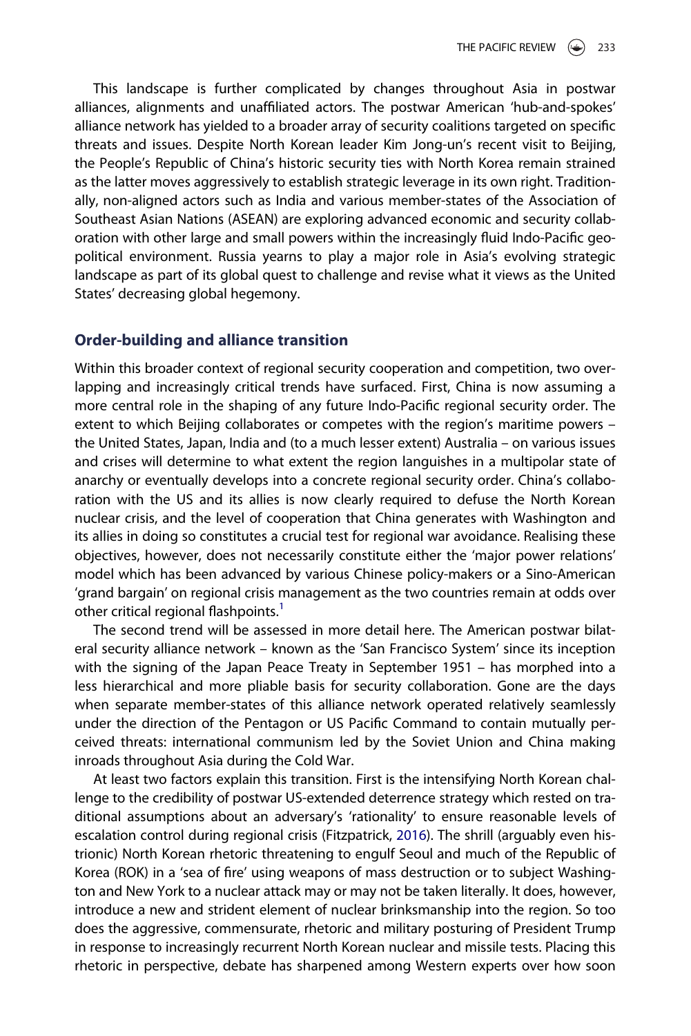This landscape is further complicated by changes throughout Asia in postwar alliances, alignments and unaffiliated actors. The postwar American 'hub-and-spokes' alliance network has yielded to a broader array of security coalitions targeted on specific threats and issues. Despite North Korean leader Kim Jong-un's recent visit to Beijing, the People's Republic of China's historic security ties with North Korea remain strained as the latter moves aggressively to establish strategic leverage in its own right. Traditionally, non-aligned actors such as India and various member-states of the Association of Southeast Asian Nations (ASEAN) are exploring advanced economic and security collaboration with other large and small powers within the increasingly fluid Indo-Pacific geopolitical environment. Russia yearns to play a major role in Asia's evolving strategic landscape as part of its global quest to challenge and revise what it views as the United States' decreasing global hegemony.

## Order-building and alliance transition

Within this broader context of regional security cooperation and competition, two overlapping and increasingly critical trends have surfaced. First, China is now assuming a more central role in the shaping of any future Indo-Pacific regional security order. The extent to which Beijing collaborates or competes with the region's maritime powers – the United States, Japan, India and (to a much lesser extent) Australia – on various issues and crises will determine to what extent the region languishes in a multipolar state of anarchy or eventually develops into a concrete regional security order. China's collaboration with the US and its allies is now clearly required to defuse the North Korean nuclear crisis, and the level of cooperation that China generates with Washington and its allies in doing so constitutes a crucial test for regional war avoidance. Realising these objectives, however, does not necessarily constitute either the 'major power relations' model which has been advanced by various Chinese policy-makers or a Sino-American 'grand bargain' on regional crisis management as the two countries remain at odds over other critical regional flashpoints.[1]

The second trend will be assessed in more detail here. The American postwar bilateral security alliance network – known as the 'San Francisco System' since its inception with the signing of the Japan Peace Treaty in September 1951 – has morphed into a less hierarchical and more pliable basis for security collaboration. Gone are the days when separate member-states of this alliance network operated relatively seamlessly under the direction of the Pentagon or US Pacific Command to contain mutually perceived threats: international communism led by the Soviet Union and China making inroads throughout Asia during the Cold War.

At least two factors explain this transition. First is the intensifying North Korean challenge to the credibility of postwar US-extended deterrence strategy which rested on traditional assumptions about an adversary's 'rationality' to ensure reasonable levels of escalation control during regional crisis (Fitzpatrick, 2016). The shrill (arguably even histrionic) North Korean rhetoric threatening to engulf Seoul and much of the Republic of Korea (ROK) in a 'sea of fire' using weapons of mass destruction or to subject Washington and New York to a nuclear attack may or may not be taken literally. It does, however, introduce a new and strident element of nuclear brinksmanship into the region. So too does the aggressive, commensurate, rhetoric and military posturing of President Trump in response to increasingly recurrent North Korean nuclear and missile tests. Placing this rhetoric in perspective, debate has sharpened among Western experts over how soon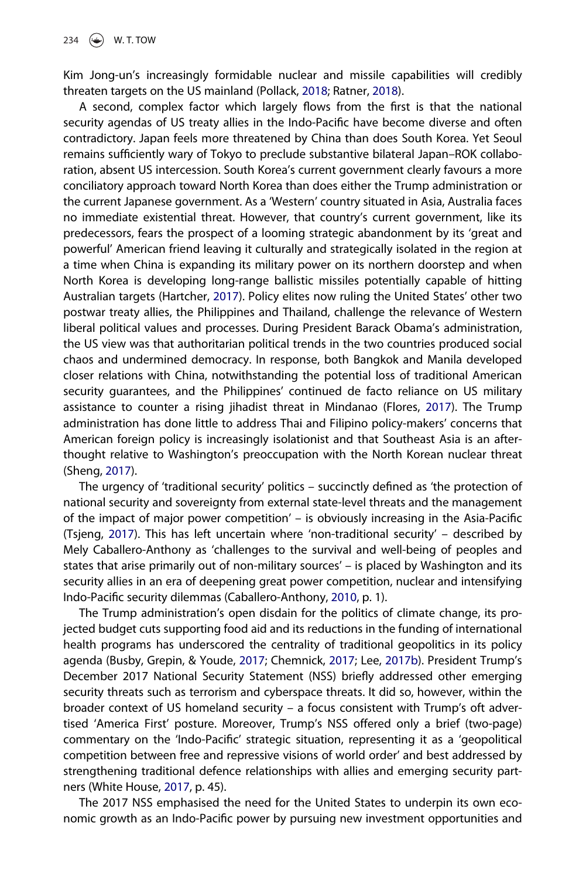Kim Jong-un's increasingly formidable nuclear and missile capabilities will credibly threaten targets on the US mainland (Pollack, 2018; Ratner, 2018).

A second, complex factor which largely flows from the first is that the national security agendas of US treaty allies in the Indo-Pacific have become diverse and often contradictory. Japan feels more threatened by China than does South Korea. Yet Seoul remains sufficiently wary of Tokyo to preclude substantive bilateral Japan–ROK collaboration, absent US intercession. South Korea's current government clearly favours a more conciliatory approach toward North Korea than does either the Trump administration or the current Japanese government. As a 'Western' country situated in Asia, Australia faces no immediate existential threat. However, that country's current government, like its predecessors, fears the prospect of a looming strategic abandonment by its 'great and powerful' American friend leaving it culturally and strategically isolated in the region at a time when China is expanding its military power on its northern doorstep and when North Korea is developing long-range ballistic missiles potentially capable of hitting Australian targets (Hartcher, 2017). Policy elites now ruling the United States' other two postwar treaty allies, the Philippines and Thailand, challenge the relevance of Western liberal political values and processes. During President Barack Obama's administration, the US view was that authoritarian political trends in the two countries produced social chaos and undermined democracy. In response, both Bangkok and Manila developed closer relations with China, notwithstanding the potential loss of traditional American security guarantees, and the Philippines' continued de facto reliance on US military assistance to counter a rising jihadist threat in Mindanao (Flores, 2017). The Trump administration has done little to address Thai and Filipino policy-makers' concerns that American foreign policy is increasingly isolationist and that Southeast Asia is an afterthought relative to Washington's preoccupation with the North Korean nuclear threat (Sheng, 2017).

The urgency of 'traditional security' politics – succinctly defined as 'the protection of national security and sovereignty from external state-level threats and the management of the impact of major power competition' – is obviously increasing in the Asia-Pacific (Tsjeng, 2017). This has left uncertain where 'non-traditional security' – described by Mely Caballero-Anthony as 'challenges to the survival and well-being of peoples and states that arise primarily out of non-military sources' – is placed by Washington and its security allies in an era of deepening great power competition, nuclear and intensifying Indo-Pacific security dilemmas (Caballero-Anthony, 2010, p. 1).

The Trump administration's open disdain for the politics of climate change, its projected budget cuts supporting food aid and its reductions in the funding of international health programs has underscored the centrality of traditional geopolitics in its policy agenda (Busby, Grepin, & Youde, 2017; Chemnick, 2017; Lee, 2017b). President Trump's December 2017 National Security Statement (NSS) briefly addressed other emerging security threats such as terrorism and cyberspace threats. It did so, however, within the broader context of US homeland security – a focus consistent with Trump's oft advertised 'America First' posture. Moreover, Trump's NSS offered only a brief (two-page) commentary on the 'Indo-Pacific' strategic situation, representing it as a 'geopolitical competition between free and repressive visions of world order' and best addressed by strengthening traditional defence relationships with allies and emerging security partners (White House, 2017, p. 45).

The 2017 NSS emphasised the need for the United States to underpin its own economic growth as an Indo-Pacific power by pursuing new investment opportunities and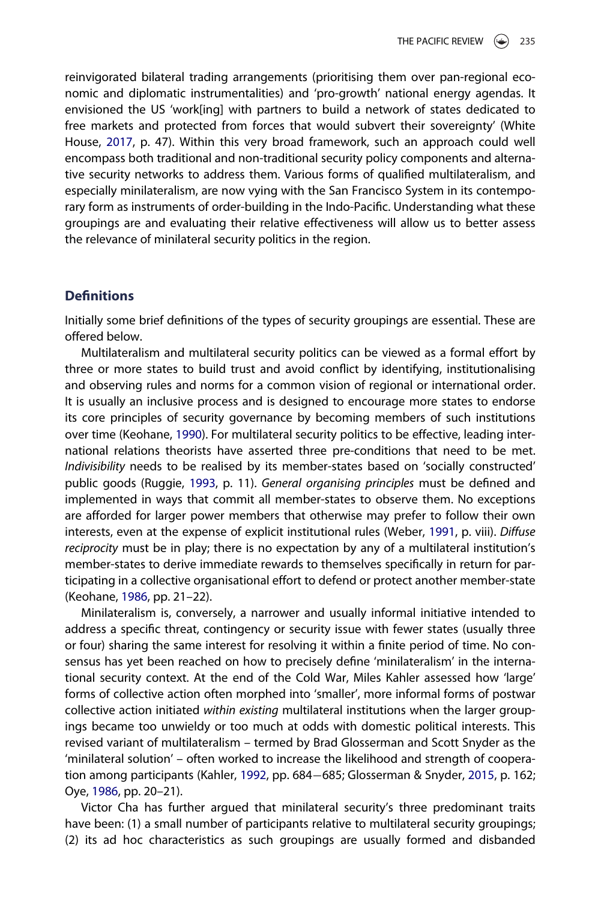reinvigorated bilateral trading arrangements (prioritising them over pan-regional economic and diplomatic instrumentalities) and 'pro-growth' national energy agendas. It envisioned the US 'work[ing] with partners to build a network of states dedicated to free markets and protected from forces that would subvert their sovereignty' (White House, 2017, p. 47). Within this very broad framework, such an approach could well encompass both traditional and non-traditional security policy components and alternative security networks to address them. Various forms of qualified multilateralism, and especially minilateralism, are now vying with the San Francisco System in its contemporary form as instruments of order-building in the Indo-Pacific. Understanding what these groupings are and evaluating their relative effectiveness will allow us to better assess the relevance of minilateral security politics in the region.

## Definitions

Initially some brief definitions of the types of security groupings are essential. These are offered below.

Multilateralism and multilateral security politics can be viewed as a formal effort by three or more states to build trust and avoid conflict by identifying, institutionalising and observing rules and norms for a common vision of regional or international order. It is usually an inclusive process and is designed to encourage more states to endorse its core principles of security governance by becoming members of such institutions over time (Keohane, 1990). For multilateral security politics to be effective, leading international relations theorists have asserted three pre-conditions that need to be met. *Indivisibility* needs to be realised by its member-states based on 'socially constructed' public goods (Ruggie, 1993, p. 11). *General organising principles* must be defined and implemented in ways that commit all member-states to observe them. No exceptions are afforded for larger power members that otherwise may prefer to follow their own interests, even at the expense of explicit institutional rules (Weber, 1991, p. viii). *Diffuse reciprocity* must be in play; there is no expectation by any of a multilateral institution's member-states to derive immediate rewards to themselves specifically in return for participating in a collective organisational effort to defend or protect another member-state (Keohane, 1986, pp. 21–22).

Minilateralism is, conversely, a narrower and usually informal initiative intended to address a specific threat, contingency or security issue with fewer states (usually three or four) sharing the same interest for resolving it within a finite period of time. No consensus has yet been reached on how to precisely define 'minilateralism' in the international security context. At the end of the Cold War, Miles Kahler assessed how 'large' forms of collective action often morphed into 'smaller', more informal forms of postwar collective action initiated *within existing* multilateral institutions when the larger groupings became too unwieldy or too much at odds with domestic political interests. This revised variant of multilateralism – termed by Brad Glosserman and Scott Snyder as the 'minilateral solution' – often worked to increase the likelihood and strength of cooperation among participants (Kahler, 1992, pp. 684−685; Glosserman & Snyder, 2015, p. 162; Oye, 1986, pp. 20–21).

Victor Cha has further argued that minilateral security's three predominant traits have been: (1) a small number of participants relative to multilateral security groupings; (2) its ad hoc characteristics as such groupings are usually formed and disbanded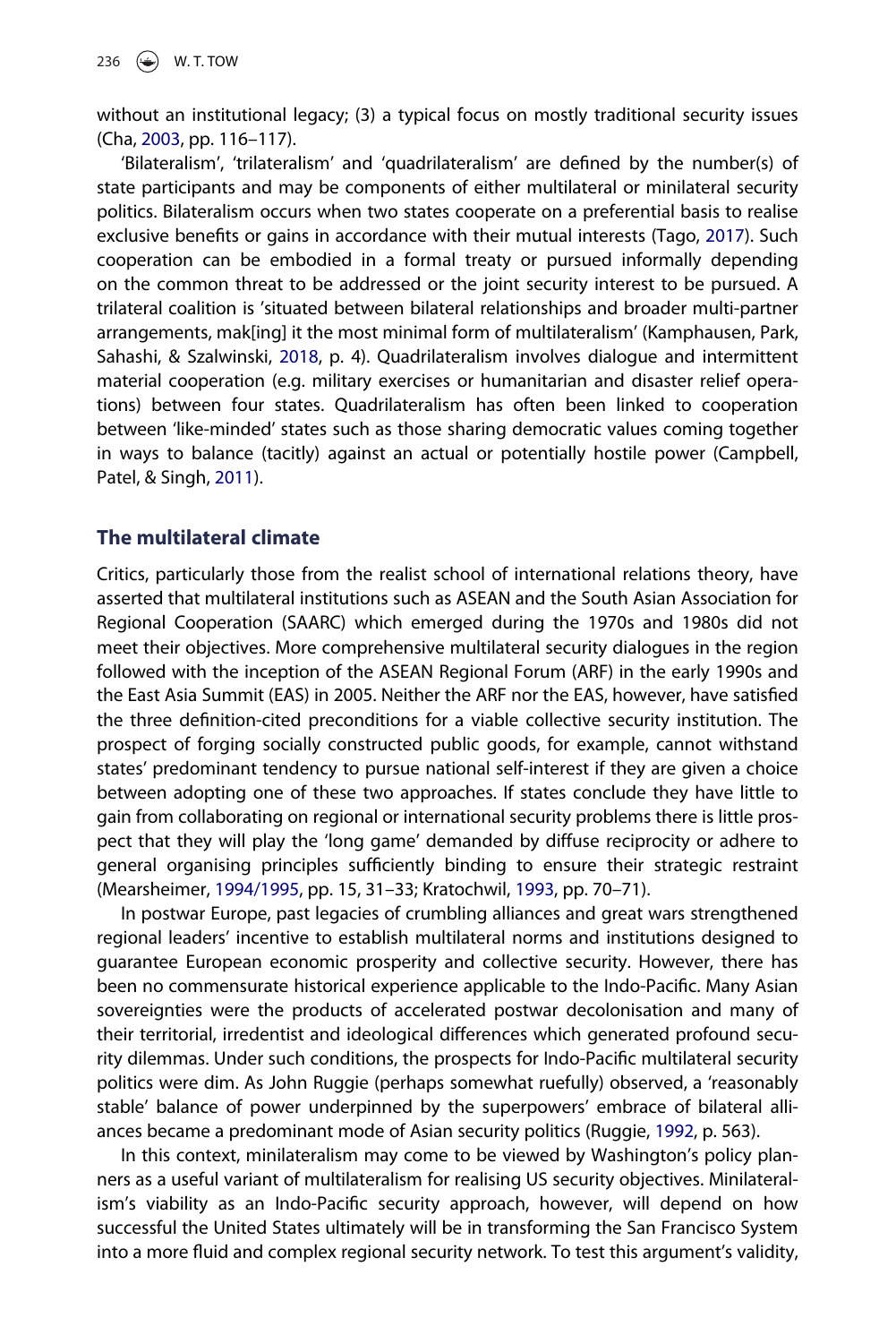without an institutional legacy; (3) a typical focus on mostly traditional security issues (Cha, 2003, pp. 116–117).

'Bilateralism', 'trilateralism' and 'quadrilateralism' are defined by the number(s) of state participants and may be components of either multilateral or minilateral security politics. Bilateralism occurs when two states cooperate on a preferential basis to realise exclusive benefits or gains in accordance with their mutual interests (Tago, 2017). Such cooperation can be embodied in a formal treaty or pursued informally depending on the common threat to be addressed or the joint security interest to be pursued. A trilateral coalition is 'situated between bilateral relationships and broader multi-partner arrangements, mak[ing] it the most minimal form of multilateralism' (Kamphausen, Park, Sahashi, & Szalwinski, 2018, p. 4). Quadrilateralism involves dialogue and intermittent material cooperation (e.g. military exercises or humanitarian and disaster relief operations) between four states. Quadrilateralism has often been linked to cooperation between 'like-minded' states such as those sharing democratic values coming together in ways to balance (tacitly) against an actual or potentially hostile power (Campbell, Patel, & Singh, 2011).

## The multilateral climate

Critics, particularly those from the realist school of international relations theory, have asserted that multilateral institutions such as ASEAN and the South Asian Association for Regional Cooperation (SAARC) which emerged during the 1970s and 1980s did not meet their objectives. More comprehensive multilateral security dialogues in the region followed with the inception of the ASEAN Regional Forum (ARF) in the early 1990s and the East Asia Summit (EAS) in 2005. Neither the ARF nor the EAS, however, have satisfied the three definition-cited preconditions for a viable collective security institution. The prospect of forging socially constructed public goods, for example, cannot withstand states' predominant tendency to pursue national self-interest if they are given a choice between adopting one of these two approaches. If states conclude they have little to gain from collaborating on regional or international security problems there is little prospect that they will play the 'long game' demanded by diffuse reciprocity or adhere to general organising principles sufficiently binding to ensure their strategic restraint (Mearsheimer, 1994/1995, pp. 15, 31–33; Kratochwil, 1993, pp. 70–71).

In postwar Europe, past legacies of crumbling alliances and great wars strengthened regional leaders' incentive to establish multilateral norms and institutions designed to guarantee European economic prosperity and collective security. However, there has been no commensurate historical experience applicable to the Indo-Pacific. Many Asian sovereignties were the products of accelerated postwar decolonisation and many of their territorial, irredentist and ideological differences which generated profound security dilemmas. Under such conditions, the prospects for Indo-Pacific multilateral security politics were dim. As John Ruggie (perhaps somewhat ruefully) observed, a 'reasonably stable' balance of power underpinned by the superpowers' embrace of bilateral alliances became a predominant mode of Asian security politics (Ruggie, 1992, p. 563).

In this context, minilateralism may come to be viewed by Washington's policy planners as a useful variant of multilateralism for realising US security objectives. Minilateralism's viability as an Indo-Pacific security approach, however, will depend on how successful the United States ultimately will be in transforming the San Francisco System into a more fluid and complex regional security network. To test this argument's validity,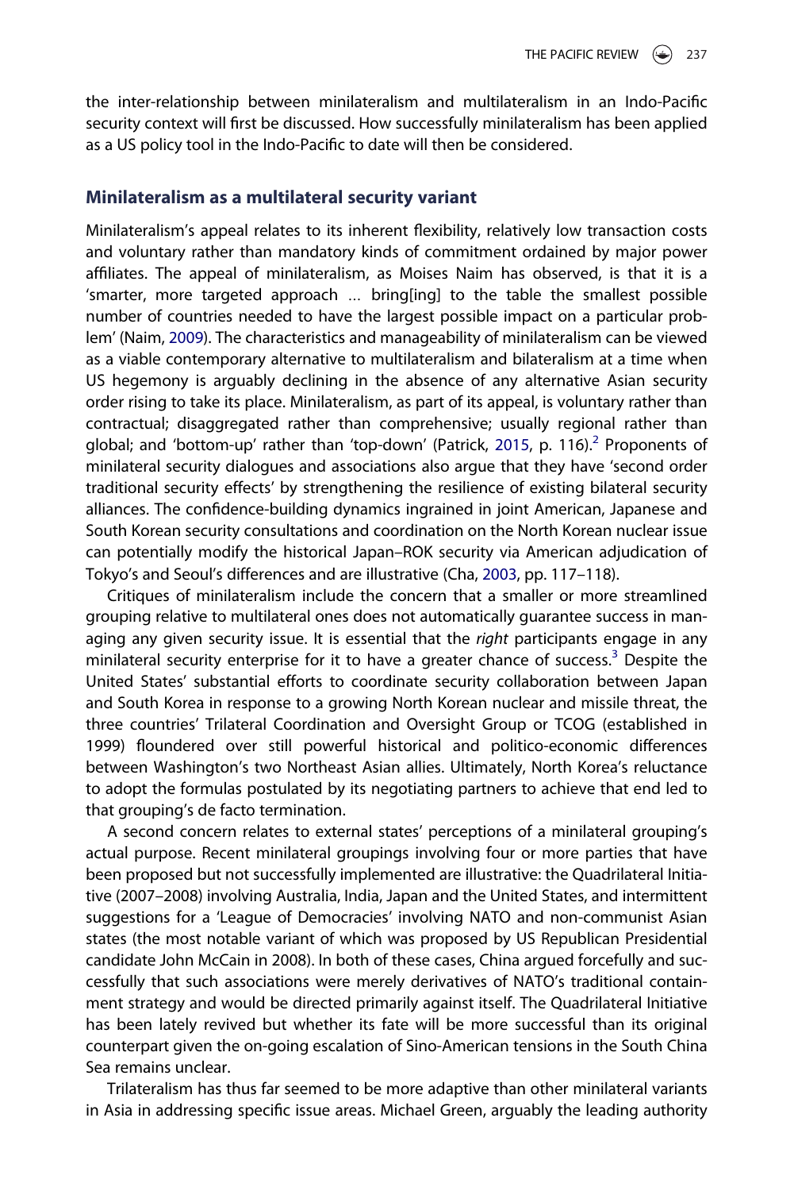the inter-relationship between minilateralism and multilateralism in an Indo-Pacific security context will first be discussed. How successfully minilateralism has been applied as a US policy tool in the Indo-Pacific to date will then be considered.

## Minilateralism as a multilateral security variant

Minilateralism's appeal relates to its inherent flexibility, relatively low transaction costs and voluntary rather than mandatory kinds of commitment ordained by major power affiliates. The appeal of minilateralism, as Moises Naim has observed, is that it is a 'smarter, more targeted approach … bring[ing] to the table the smallest possible number of countries needed to have the largest possible impact on a particular problem' (Naim, 2009). The characteristics and manageability of minilateralism can be viewed as a viable contemporary alternative to multilateralism and bilateralism at a time when US hegemony is arguably declining in the absence of any alternative Asian security order rising to take its place. Minilateralism, as part of its appeal, is voluntary rather than contractual; disaggregated rather than comprehensive; usually regional rather than global; and 'bottom-up' rather than 'top-down' (Patrick, 2015, p. 116).[2] Proponents of minilateral security dialogues and associations also argue that they have 'second order traditional security effects' by strengthening the resilience of existing bilateral security alliances. The confidence-building dynamics ingrained in joint American, Japanese and South Korean security consultations and coordination on the North Korean nuclear issue can potentially modify the historical Japan–ROK security via American adjudication of Tokyo's and Seoul's differences and are illustrative (Cha, 2003, pp. 117–118).

Critiques of minilateralism include the concern that a smaller or more streamlined grouping relative to multilateral ones does not automatically guarantee success in managing any given security issue. It is essential that the *right* participants engage in any minilateral security enterprise for it to have a greater chance of success.[3] Despite the United States' substantial efforts to coordinate security collaboration between Japan and South Korea in response to a growing North Korean nuclear and missile threat, the three countries' Trilateral Coordination and Oversight Group or TCOG (established in 1999) floundered over still powerful historical and politico-economic differences between Washington's two Northeast Asian allies. Ultimately, North Korea's reluctance to adopt the formulas postulated by its negotiating partners to achieve that end led to that grouping's de facto termination.

A second concern relates to external states' perceptions of a minilateral grouping's actual purpose. Recent minilateral groupings involving four or more parties that have been proposed but not successfully implemented are illustrative: the Quadrilateral Initiative (2007–2008) involving Australia, India, Japan and the United States, and intermittent suggestions for a 'League of Democracies' involving NATO and non-communist Asian states (the most notable variant of which was proposed by US Republican Presidential candidate John McCain in 2008). In both of these cases, China argued forcefully and successfully that such associations were merely derivatives of NATO's traditional containment strategy and would be directed primarily against itself. The Quadrilateral Initiative has been lately revived but whether its fate will be more successful than its original counterpart given the on-going escalation of Sino-American tensions in the South China Sea remains unclear.

Trilateralism has thus far seemed to be more adaptive than other minilateral variants in Asia in addressing specific issue areas. Michael Green, arguably the leading authority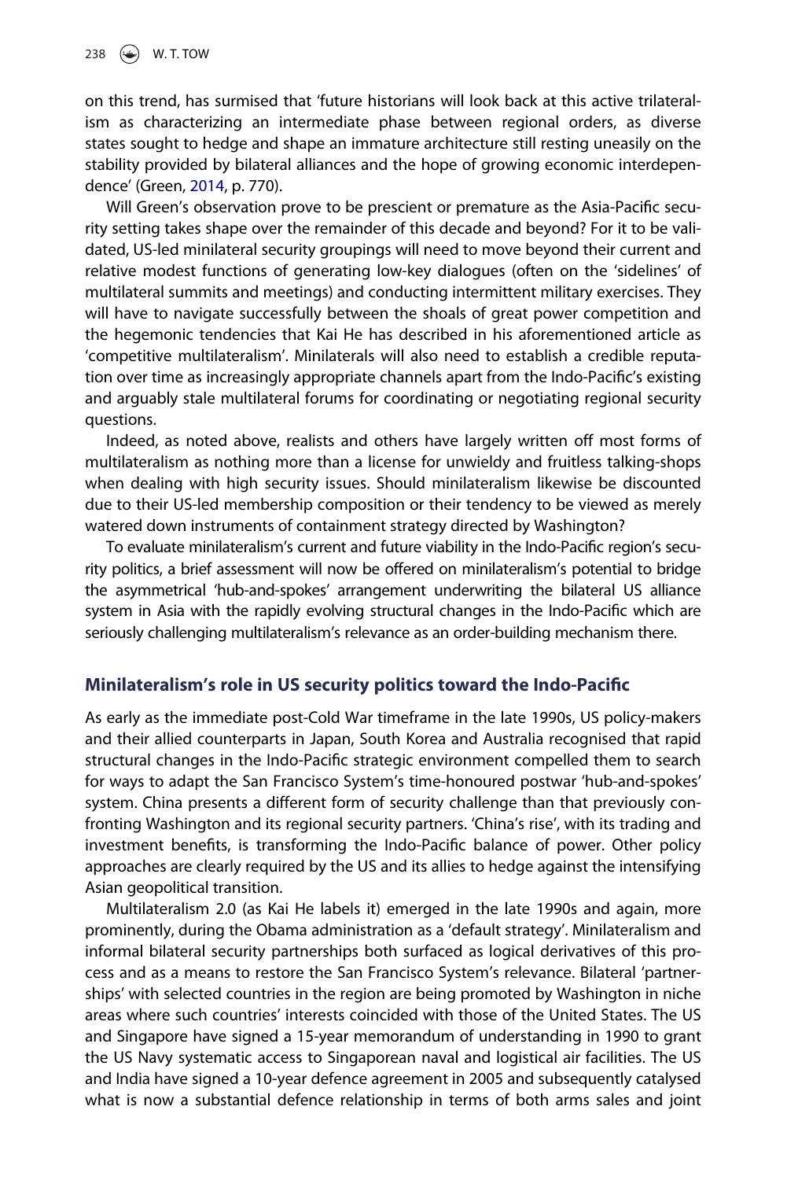on this trend, has surmised that 'future historians will look back at this active trilateralism as characterizing an intermediate phase between regional orders, as diverse states sought to hedge and shape an immature architecture still resting uneasily on the stability provided by bilateral alliances and the hope of growing economic interdependence' (Green, 2014, p. 770).

Will Green's observation prove to be prescient or premature as the Asia-Pacific security setting takes shape over the remainder of this decade and beyond? For it to be validated, US-led minilateral security groupings will need to move beyond their current and relative modest functions of generating low-key dialogues (often on the 'sidelines' of multilateral summits and meetings) and conducting intermittent military exercises. They will have to navigate successfully between the shoals of great power competition and the hegemonic tendencies that Kai He has described in his aforementioned article as 'competitive multilateralism'. Minilaterals will also need to establish a credible reputation over time as increasingly appropriate channels apart from the Indo-Pacific's existing and arguably stale multilateral forums for coordinating or negotiating regional security questions.

Indeed, as noted above, realists and others have largely written off most forms of multilateralism as nothing more than a license for unwieldy and fruitless talking-shops when dealing with high security issues. Should minilateralism likewise be discounted due to their US-led membership composition or their tendency to be viewed as merely watered down instruments of containment strategy directed by Washington?

To evaluate minilateralism's current and future viability in the Indo-Pacific region's security politics, a brief assessment will now be offered on minilateralism's potential to bridge the asymmetrical 'hub-and-spokes' arrangement underwriting the bilateral US alliance system in Asia with the rapidly evolving structural changes in the Indo-Pacific which are seriously challenging multilateralism's relevance as an order-building mechanism there.

## Minilateralism's role in US security politics toward the Indo-Pacific

As early as the immediate post-Cold War timeframe in the late 1990s, US policy-makers and their allied counterparts in Japan, South Korea and Australia recognised that rapid structural changes in the Indo-Pacific strategic environment compelled them to search for ways to adapt the San Francisco System's time-honoured postwar 'hub-and-spokes' system. China presents a different form of security challenge than that previously confronting Washington and its regional security partners. 'China's rise', with its trading and investment benefits, is transforming the Indo-Pacific balance of power. Other policy approaches are clearly required by the US and its allies to hedge against the intensifying Asian geopolitical transition.

Multilateralism 2.0 (as Kai He labels it) emerged in the late 1990s and again, more prominently, during the Obama administration as a 'default strategy'. Minilateralism and informal bilateral security partnerships both surfaced as logical derivatives of this process and as a means to restore the San Francisco System's relevance. Bilateral 'partnerships' with selected countries in the region are being promoted by Washington in niche areas where such countries' interests coincided with those of the United States. The US and Singapore have signed a 15-year memorandum of understanding in 1990 to grant the US Navy systematic access to Singaporean naval and logistical air facilities. The US and India have signed a 10-year defence agreement in 2005 and subsequently catalysed what is now a substantial defence relationship in terms of both arms sales and joint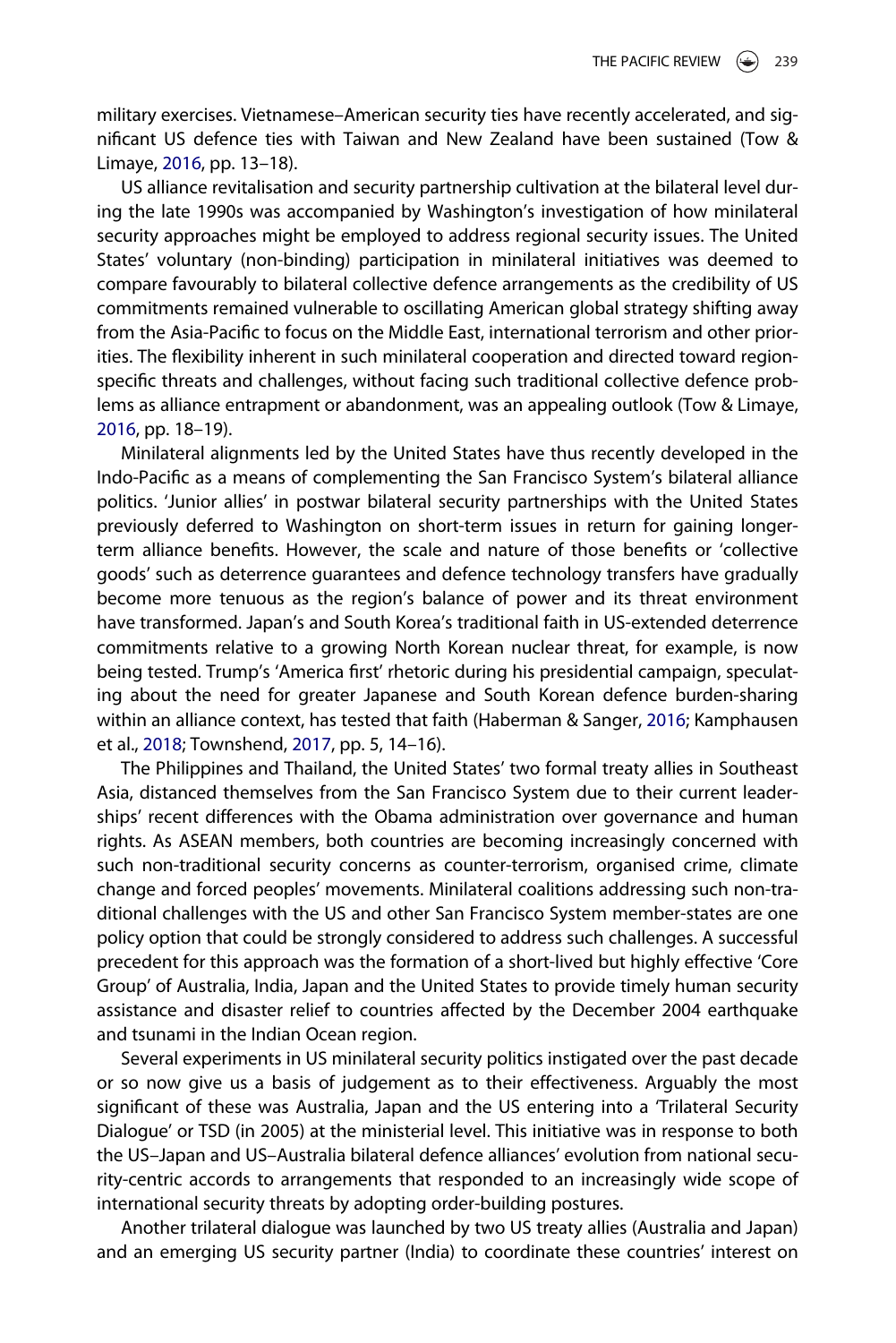military exercises. Vietnamese–American security ties have recently accelerated, and significant US defence ties with Taiwan and New Zealand have been sustained (Tow & Limaye, 2016, pp. 13–18).

US alliance revitalisation and security partnership cultivation at the bilateral level during the late 1990s was accompanied by Washington's investigation of how minilateral security approaches might be employed to address regional security issues. The United States' voluntary (non-binding) participation in minilateral initiatives was deemed to compare favourably to bilateral collective defence arrangements as the credibility of US commitments remained vulnerable to oscillating American global strategy shifting away from the Asia-Pacific to focus on the Middle East, international terrorism and other priorities. The flexibility inherent in such minilateral cooperation and directed toward region-specific threats and challenges, without facing such traditional collective defence problems as alliance entrapment or abandonment, was an appealing outlook (Tow & Limaye, 2016, pp. 18–19).

Minilateral alignments led by the United States have thus recently developed in the Indo-Pacific as a means of complementing the San Francisco System's bilateral alliance politics. 'Junior allies' in postwar bilateral security partnerships with the United States previously deferred to Washington on short-term issues in return for gaining longer-term alliance benefits. However, the scale and nature of those benefits or 'collective goods' such as deterrence guarantees and defence technology transfers have gradually become more tenuous as the region's balance of power and its threat environment have transformed. Japan's and South Korea's traditional faith in US-extended deterrence commitments relative to a growing North Korean nuclear threat, for example, is now being tested. Trump's 'America first' rhetoric during his presidential campaign, speculating about the need for greater Japanese and South Korean defence burden-sharing within an alliance context, has tested that faith (Haberman & Sanger, 2016; Kamphausen et al., 2018; Townshend, 2017, pp. 5, 14–16).

The Philippines and Thailand, the United States' two formal treaty allies in Southeast Asia, distanced themselves from the San Francisco System due to their current leaderships' recent differences with the Obama administration over governance and human rights. As ASEAN members, both countries are becoming increasingly concerned with such non-traditional security concerns as counter-terrorism, organised crime, climate change and forced peoples' movements. Minilateral coalitions addressing such non-traditional challenges with the US and other San Francisco System member-states are one policy option that could be strongly considered to address such challenges. A successful precedent for this approach was the formation of a short-lived but highly effective 'Core Group' of Australia, India, Japan and the United States to provide timely human security assistance and disaster relief to countries affected by the December 2004 earthquake and tsunami in the Indian Ocean region.

Several experiments in US minilateral security politics instigated over the past decade or so now give us a basis of judgement as to their effectiveness. Arguably the most significant of these was Australia, Japan and the US entering into a 'Trilateral Security Dialogue' or TSD (in 2005) at the ministerial level. This initiative was in response to both the US–Japan and US–Australia bilateral defence alliances' evolution from national security-centric accords to arrangements that responded to an increasingly wide scope of international security threats by adopting order-building postures.

Another trilateral dialogue was launched by two US treaty allies (Australia and Japan) and an emerging US security partner (India) to coordinate these countries' interest on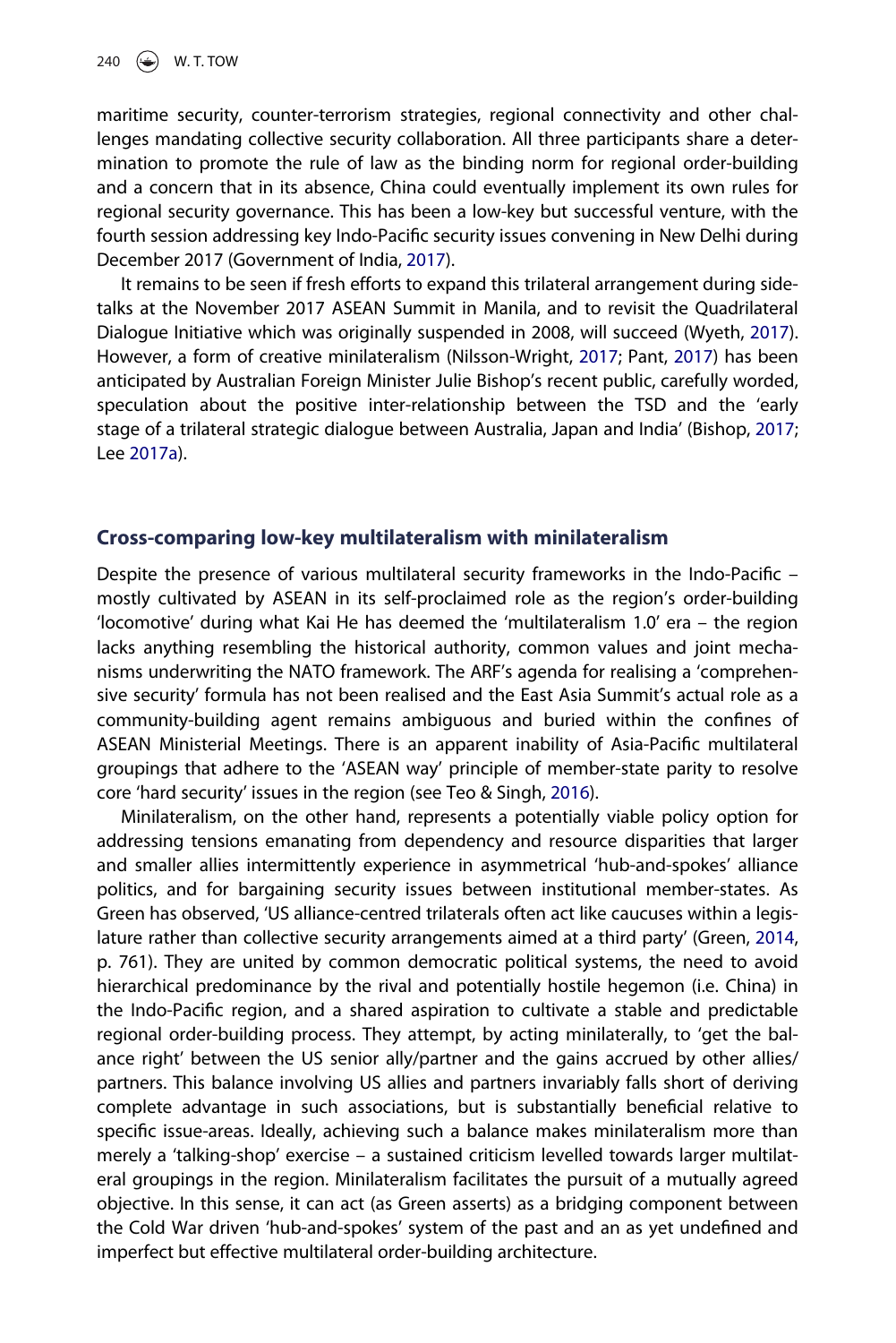maritime security, counter-terrorism strategies, regional connectivity and other challenges mandating collective security collaboration. All three participants share a determination to promote the rule of law as the binding norm for regional order-building and a concern that in its absence, China could eventually implement its own rules for regional security governance. This has been a low-key but successful venture, with the fourth session addressing key Indo-Pacific security issues convening in New Delhi during December 2017 (Government of India, 2017).

It remains to be seen if fresh efforts to expand this trilateral arrangement during side-talks at the November 2017 ASEAN Summit in Manila, and to revisit the Quadrilateral Dialogue Initiative which was originally suspended in 2008, will succeed (Wyeth, 2017). However, a form of creative minilateralism (Nilsson-Wright, 2017; Pant, 2017) has been anticipated by Australian Foreign Minister Julie Bishop's recent public, carefully worded, speculation about the positive inter-relationship between the TSD and the 'early stage of a trilateral strategic dialogue between Australia, Japan and India' (Bishop, 2017; Lee 2017a).

## Cross-comparing low-key multilateralism with minilateralism

Despite the presence of various multilateral security frameworks in the Indo-Pacific – mostly cultivated by ASEAN in its self-proclaimed role as the region's order-building 'locomotive' during what Kai He has deemed the 'multilateralism 1.0' era – the region lacks anything resembling the historical authority, common values and joint mechanisms underwriting the NATO framework. The ARF's agenda for realising a 'comprehensive security' formula has not been realised and the East Asia Summit's actual role as a community-building agent remains ambiguous and buried within the confines of ASEAN Ministerial Meetings. There is an apparent inability of Asia-Pacific multilateral groupings that adhere to the 'ASEAN way' principle of member-state parity to resolve core 'hard security' issues in the region (see Teo & Singh, 2016).

Minilateralism, on the other hand, represents a potentially viable policy option for addressing tensions emanating from dependency and resource disparities that larger and smaller allies intermittently experience in asymmetrical 'hub-and-spokes' alliance politics, and for bargaining security issues between institutional member-states. As Green has observed, 'US alliance-centred trilaterals often act like caucuses within a legislature rather than collective security arrangements aimed at a third party' (Green, 2014, p. 761). They are united by common democratic political systems, the need to avoid hierarchical predominance by the rival and potentially hostile hegemon (i.e. China) in the Indo-Pacific region, and a shared aspiration to cultivate a stable and predictable regional order-building process. They attempt, by acting minilaterally, to 'get the balance right' between the US senior ally/partner and the gains accrued by other allies/partners. This balance involving US allies and partners invariably falls short of deriving complete advantage in such associations, but is substantially beneficial relative to specific issue-areas. Ideally, achieving such a balance makes minilateralism more than merely a 'talking-shop' exercise – a sustained criticism levelled towards larger multilateral groupings in the region. Minilateralism facilitates the pursuit of a mutually agreed objective. In this sense, it can act (as Green asserts) as a bridging component between the Cold War driven 'hub-and-spokes' system of the past and an as yet undefined and imperfect but effective multilateral order-building architecture.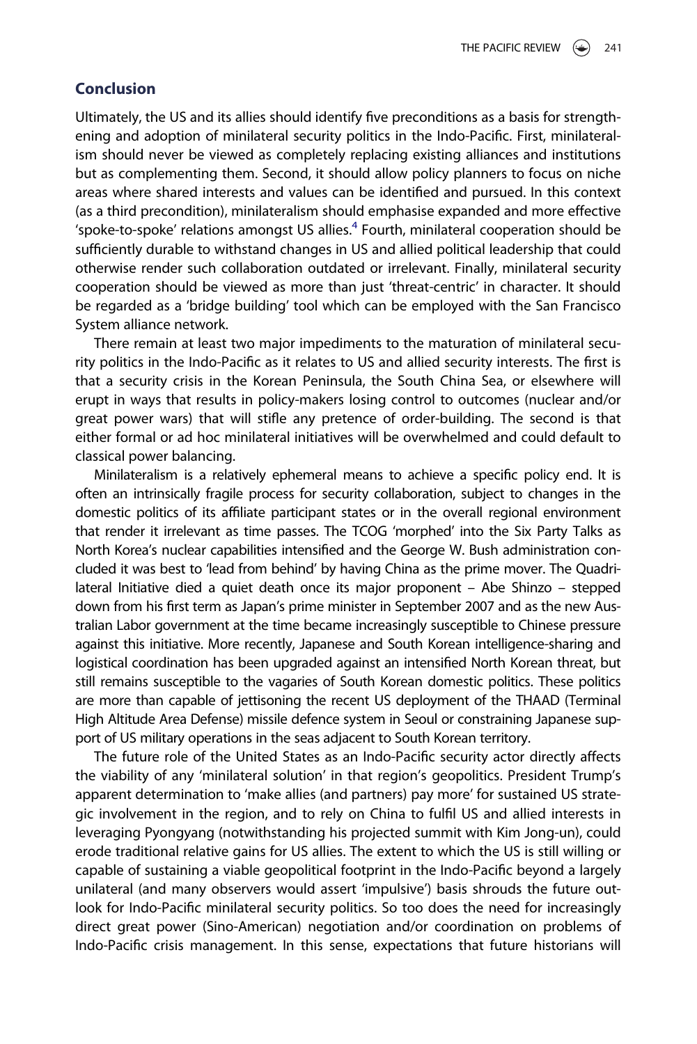## Conclusion

Ultimately, the US and its allies should identify five preconditions as a basis for strengthening and adoption of minilateral security politics in the Indo-Pacific. First, minilateralism should never be viewed as completely replacing existing alliances and institutions but as complementing them. Second, it should allow policy planners to focus on niche areas where shared interests and values can be identified and pursued. In this context (as a third precondition), minilateralism should emphasise expanded and more effective 'spoke-to-spoke' relations amongst US allies.[4] Fourth, minilateral cooperation should be sufficiently durable to withstand changes in US and allied political leadership that could otherwise render such collaboration outdated or irrelevant. Finally, minilateral security cooperation should be viewed as more than just 'threat-centric' in character. It should be regarded as a 'bridge building' tool which can be employed with the San Francisco System alliance network.

There remain at least two major impediments to the maturation of minilateral security politics in the Indo-Pacific as it relates to US and allied security interests. The first is that a security crisis in the Korean Peninsula, the South China Sea, or elsewhere will erupt in ways that results in policy-makers losing control to outcomes (nuclear and/or great power wars) that will stifle any pretence of order-building. The second is that either formal or ad hoc minilateral initiatives will be overwhelmed and could default to classical power balancing.

Minilateralism is a relatively ephemeral means to achieve a specific policy end. It is often an intrinsically fragile process for security collaboration, subject to changes in the domestic politics of its affiliate participant states or in the overall regional environment that render it irrelevant as time passes. The TCOG 'morphed' into the Six Party Talks as North Korea's nuclear capabilities intensified and the George W. Bush administration concluded it was best to 'lead from behind' by having China as the prime mover. The Quadrilateral Initiative died a quiet death once its major proponent – Abe Shinzo – stepped down from his first term as Japan's prime minister in September 2007 and as the new Australian Labor government at the time became increasingly susceptible to Chinese pressure against this initiative. More recently, Japanese and South Korean intelligence-sharing and logistical coordination has been upgraded against an intensified North Korean threat, but still remains susceptible to the vagaries of South Korean domestic politics. These politics are more than capable of jettisoning the recent US deployment of the THAAD (Terminal High Altitude Area Defense) missile defence system in Seoul or constraining Japanese support of US military operations in the seas adjacent to South Korean territory.

The future role of the United States as an Indo-Pacific security actor directly affects the viability of any 'minilateral solution' in that region's geopolitics. President Trump's apparent determination to 'make allies (and partners) pay more' for sustained US strategic involvement in the region, and to rely on China to fulfil US and allied interests in leveraging Pyongyang (notwithstanding his projected summit with Kim Jong-un), could erode traditional relative gains for US allies. The extent to which the US is still willing or capable of sustaining a viable geopolitical footprint in the Indo-Pacific beyond a largely unilateral (and many observers would assert 'impulsive') basis shrouds the future outlook for Indo-Pacific minilateral security politics. So too does the need for increasingly direct great power (Sino-American) negotiation and/or coordination on problems of Indo-Pacific crisis management. In this sense, expectations that future historians will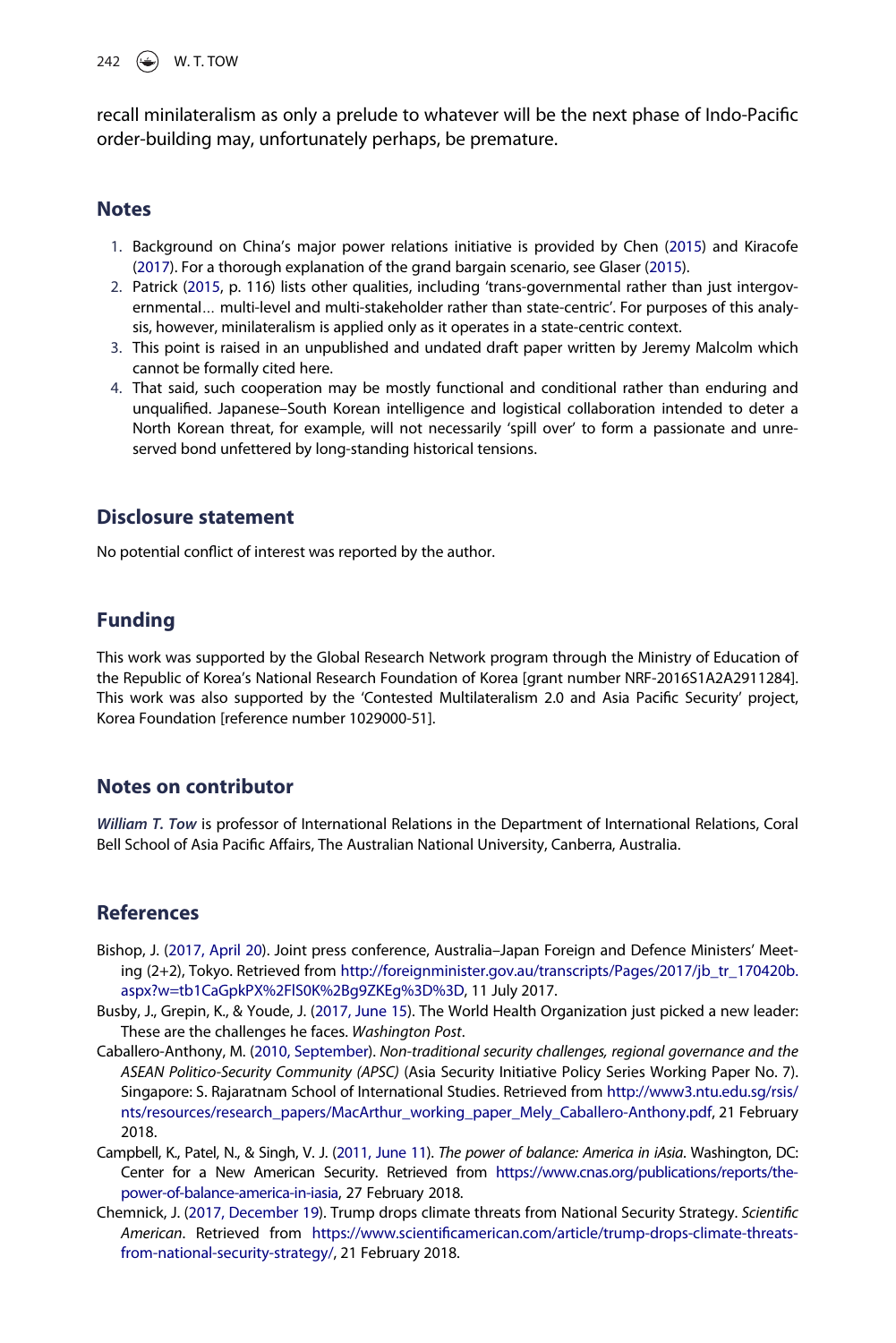recall minilateralism as only a prelude to whatever will be the next phase of Indo-Pacific order-building may, unfortunately perhaps, be premature.

## Notes

1. Background on China's major power relations initiative is provided by Chen (2015) and Kiracofe (2017). For a thorough explanation of the grand bargain scenario, see Glaser (2015).
2. Patrick (2015, p. 116) lists other qualities, including 'trans-governmental rather than just intergovernmental… multi-level and multi-stakeholder rather than state-centric'. For purposes of this analysis, however, minilateralism is applied only as it operates in a state-centric context.
3. This point is raised in an unpublished and undated draft paper written by Jeremy Malcolm which cannot be formally cited here.
4. That said, such cooperation may be mostly functional and conditional rather than enduring and unqualified. Japanese–South Korean intelligence and logistical collaboration intended to deter a North Korean threat, for example, will not necessarily 'spill over' to form a passionate and unreserved bond unfettered by long-standing historical tensions.

## Disclosure statement

No potential conflict of interest was reported by the author.

## Funding

This work was supported by the Global Research Network program through the Ministry of Education of the Republic of Korea's National Research Foundation of Korea [grant number NRF-2016S1A2A2911284]. This work was also supported by the 'Contested Multilateralism 2.0 and Asia Pacific Security' project, Korea Foundation [reference number 1029000-51].

## Notes on contributor

***William T. Tow*** is professor of International Relations in the Department of International Relations, Coral Bell School of Asia Pacific Affairs, The Australian National University, Canberra, Australia.

## References

Bishop, J. (2017, April 20). Joint press conference, Australia–Japan Foreign and Defence Ministers' Meeting (2+2), Tokyo. Retrieved from http://foreignminister.gov.au/transcripts/Pages/2017/jb_tr_170420b.aspx?w=tb1CaGpkPX%2FlS0K%2Bg9ZKEg%3D%3D, 11 July 2017.

Busby, J., Grepin, K., & Youde, J. (2017, June 15). The World Health Organization just picked a new leader: These are the challenges he faces. *Washington Post*.

Caballero-Anthony, M. (2010, September). *Non-traditional security challenges, regional governance and the ASEAN Politico-Security Community (APSC)* (Asia Security Initiative Policy Series Working Paper No. 7). Singapore: S. Rajaratnam School of International Studies. Retrieved from http://www3.ntu.edu.sg/rsis/nts/resources/research_papers/MacArthur_working_paper_Mely_Caballero-Anthony.pdf, 21 February 2018.

Campbell, K., Patel, N., & Singh, V. J. (2011, June 11). *The power of balance: America in iAsia*. Washington, DC: Center for a New American Security. Retrieved from https://www.cnas.org/publications/reports/the-power-of-balance-america-in-iasia, 27 February 2018.

Chemnick, J. (2017, December 19). Trump drops climate threats from National Security Strategy. *Scientific American*. Retrieved from https://www.scientificamerican.com/article/trump-drops-climate-threats-from-national-security-strategy/, 21 February 2018.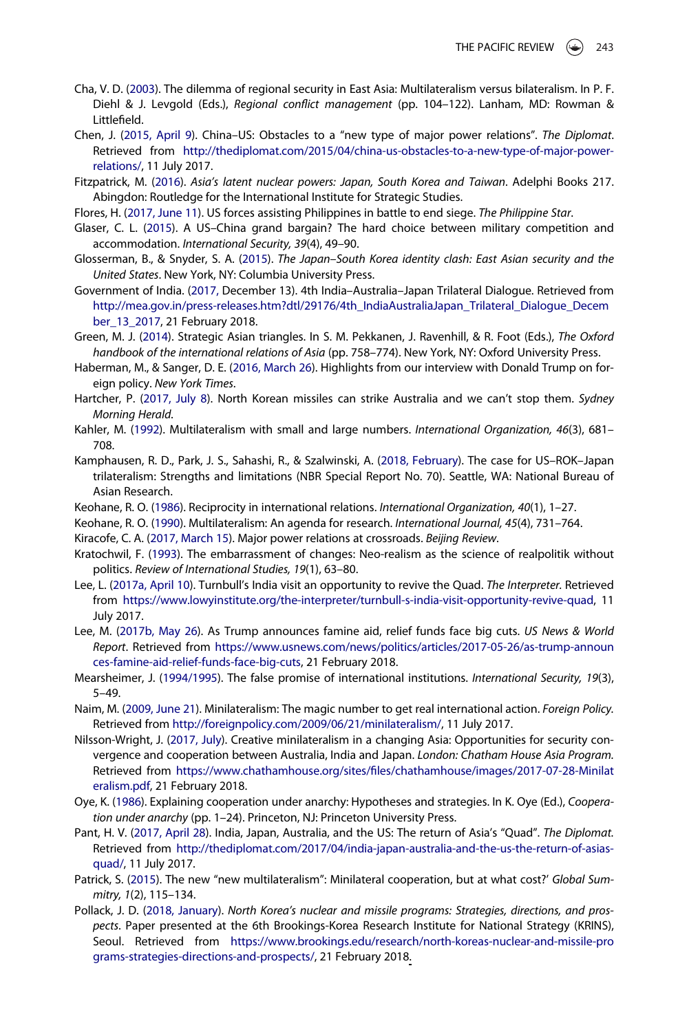Cha, V. D. (2003). The dilemma of regional security in East Asia: Multilateralism versus bilateralism. In P. F. Diehl & J. Levgold (Eds.), *Regional conflict management* (pp. 104–122). Lanham, MD: Rowman & Littlefield.

Chen, J. (2015, April 9). China–US: Obstacles to a "new type of major power relations". *The Diplomat*. Retrieved from http://thediplomat.com/2015/04/china-us-obstacles-to-a-new-type-of-major-power-relations/, 11 July 2017.

Fitzpatrick, M. (2016). *Asia's latent nuclear powers: Japan, South Korea and Taiwan*. Adelphi Books 217. Abingdon: Routledge for the International Institute for Strategic Studies.

Flores, H. (2017, June 11). US forces assisting Philippines in battle to end siege. *The Philippine Star*.

Glaser, C. L. (2015). A US–China grand bargain? The hard choice between military competition and accommodation. *International Security, 39*(4), 49–90.

Glosserman, B., & Snyder, S. A. (2015). *The Japan–South Korea identity clash: East Asian security and the United States*. New York, NY: Columbia University Press.

Government of India. (2017, December 13). 4th India–Australia–Japan Trilateral Dialogue. Retrieved from http://mea.gov.in/press-releases.htm?dtl/29176/4th_IndiaAustraliaJapan_Trilateral_Dialogue_December_13_2017, 21 February 2018.

Green, M. J. (2014). Strategic Asian triangles. In S. M. Pekkanen, J. Ravenhill, & R. Foot (Eds.), *The Oxford handbook of the international relations of Asia* (pp. 758–774). New York, NY: Oxford University Press.

Haberman, M., & Sanger, D. E. (2016, March 26). Highlights from our interview with Donald Trump on foreign policy. *New York Times*.

Hartcher, P. (2017, July 8). North Korean missiles can strike Australia and we can't stop them. *Sydney Morning Herald*.

Kahler, M. (1992). Multilateralism with small and large numbers. *International Organization, 46*(3), 681–708.

Kamphausen, R. D., Park, J. S., Sahashi, R., & Szalwinski, A. (2018, February). The case for US–ROK–Japan trilateralism: Strengths and limitations (NBR Special Report No. 70). Seattle, WA: National Bureau of Asian Research.

Keohane, R. O. (1986). Reciprocity in international relations. *International Organization, 40*(1), 1–27.

Keohane, R. O. (1990). Multilateralism: An agenda for research. *International Journal, 45*(4), 731–764.

Kiracofe, C. A. (2017, March 15). Major power relations at crossroads. *Beijing Review*.

Kratochwil, F. (1993). The embarrassment of changes: Neo-realism as the science of realpolitik without politics. *Review of International Studies, 19*(1), 63–80.

Lee, L. (2017a, April 10). Turnbull's India visit an opportunity to revive the Quad. *The Interpreter*. Retrieved from https://www.lowyinstitute.org/the-interpreter/turnbull-s-india-visit-opportunity-revive-quad, 11 July 2017.

Lee, M. (2017b, May 26). As Trump announces famine aid, relief funds face big cuts. *US News & World Report*. Retrieved from https://www.usnews.com/news/politics/articles/2017-05-26/as-trump-announces-famine-aid-relief-funds-face-big-cuts, 21 February 2018.

Mearsheimer, J. (1994/1995). The false promise of international institutions. *International Security, 19*(3), 5–49.

Naim, M. (2009, June 21). Minilateralism: The magic number to get real international action. *Foreign Policy*. Retrieved from http://foreignpolicy.com/2009/06/21/minilateralism/, 11 July 2017.

Nilsson-Wright, J. (2017, July). Creative minilateralism in a changing Asia: Opportunities for security convergence and cooperation between Australia, India and Japan. *London: Chatham House Asia Program*. Retrieved from https://www.chathamhouse.org/sites/files/chathamhouse/images/2017-07-28-Minilateralism.pdf, 21 February 2018.

Oye, K. (1986). Explaining cooperation under anarchy: Hypotheses and strategies. In K. Oye (Ed.), *Cooperation under anarchy* (pp. 1–24). Princeton, NJ: Princeton University Press.

Pant, H. V. (2017, April 28). India, Japan, Australia, and the US: The return of Asia's "Quad". *The Diplomat*. Retrieved from http://thediplomat.com/2017/04/india-japan-australia-and-the-us-the-return-of-asias-quad/, 11 July 2017.

Patrick, S. (2015). The new "new multilateralism": Minilateral cooperation, but at what cost?' *Global Summitry, 1*(2), 115–134.

Pollack, J. D. (2018, January). *North Korea's nuclear and missile programs: Strategies, directions, and prospects*. Paper presented at the 6th Brookings-Korea Research Institute for National Strategy (KRINS), Seoul. Retrieved from https://www.brookings.edu/research/north-koreas-nuclear-and-missile-programs-strategies-directions-and-prospects/, 21 February 2018.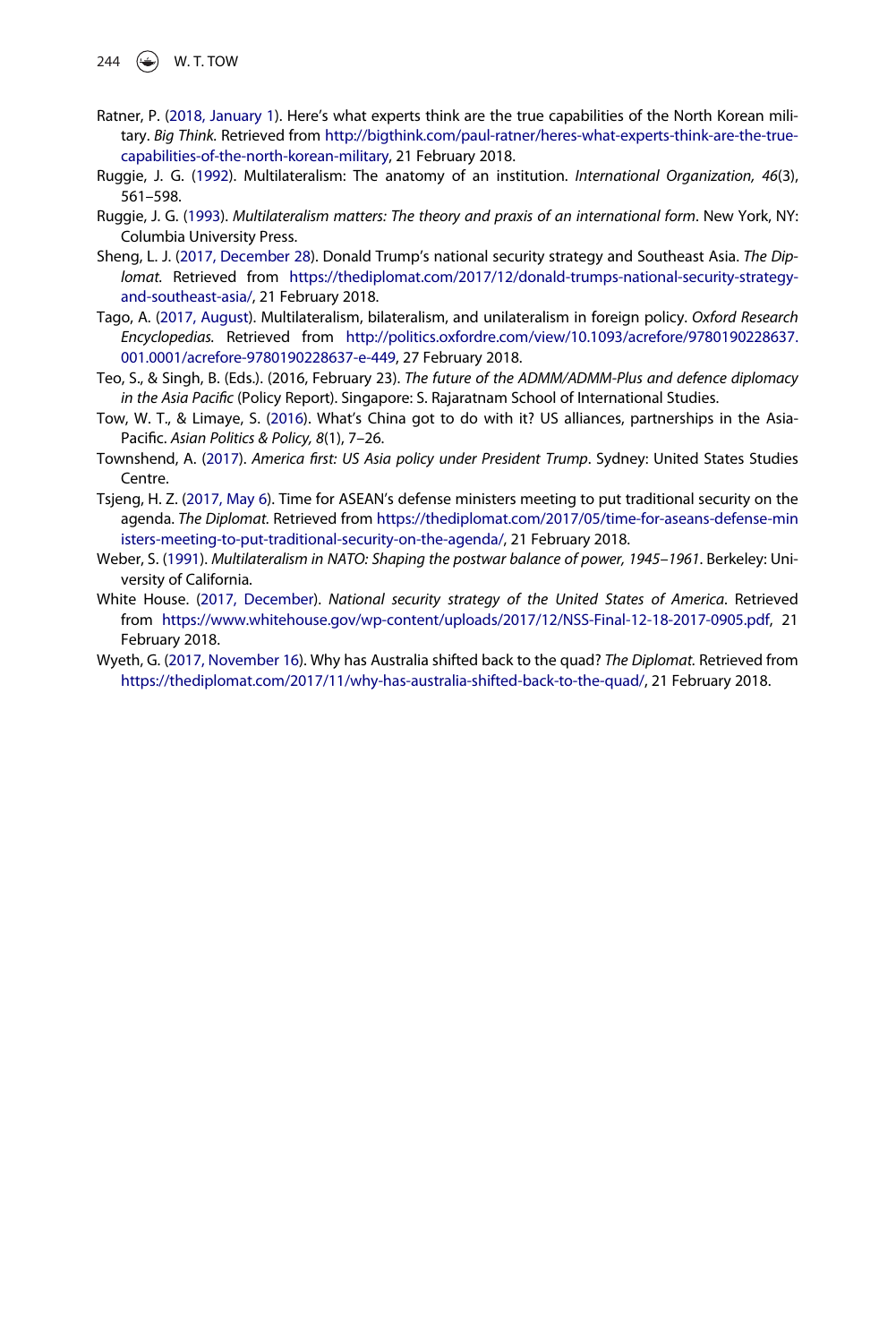Ratner, P. (2018, January 1). Here's what experts think are the true capabilities of the North Korean military. *Big Think.* Retrieved from http://bigthink.com/paul-ratner/heres-what-experts-think-are-the-true-capabilities-of-the-north-korean-military, 21 February 2018.

Ruggie, J. G. (1992). Multilateralism: The anatomy of an institution. *International Organization, 46*(3), 561–598.

Ruggie, J. G. (1993). *Multilateralism matters: The theory and praxis of an international form*. New York, NY: Columbia University Press.

Sheng, L. J. (2017, December 28). Donald Trump's national security strategy and Southeast Asia. *The Diplomat.* Retrieved from https://thediplomat.com/2017/12/donald-trumps-national-security-strategy-and-southeast-asia/, 21 February 2018.

Tago, A. (2017, August). Multilateralism, bilateralism, and unilateralism in foreign policy. *Oxford Research Encyclopedias.* Retrieved from http://politics.oxfordre.com/view/10.1093/acrefore/9780190228637.001.0001/acrefore-9780190228637-e-449, 27 February 2018.

Teo, S., & Singh, B. (Eds.). (2016, February 23). *The future of the ADMM/ADMM-Plus and defence diplomacy in the Asia Pacific* (Policy Report). Singapore: S. Rajaratnam School of International Studies.

Tow, W. T., & Limaye, S. (2016). What's China got to do with it? US alliances, partnerships in the Asia-Pacific. *Asian Politics & Policy, 8*(1), 7–26.

Townshend, A. (2017). *America first: US Asia policy under President Trump*. Sydney: United States Studies Centre.

Tsjeng, H. Z. (2017, May 6). Time for ASEAN's defense ministers meeting to put traditional security on the agenda. *The Diplomat.* Retrieved from https://thediplomat.com/2017/05/time-for-aseans-defense-ministers-meeting-to-put-traditional-security-on-the-agenda/, 21 February 2018.

Weber, S. (1991). *Multilateralism in NATO: Shaping the postwar balance of power, 1945–1961*. Berkeley: University of California.

White House. (2017, December). *National security strategy of the United States of America*. Retrieved from https://www.whitehouse.gov/wp-content/uploads/2017/12/NSS-Final-12-18-2017-0905.pdf, 21 February 2018.

Wyeth, G. (2017, November 16). Why has Australia shifted back to the quad? *The Diplomat.* Retrieved from https://thediplomat.com/2017/11/why-has-australia-shifted-back-to-the-quad/, 21 February 2018.